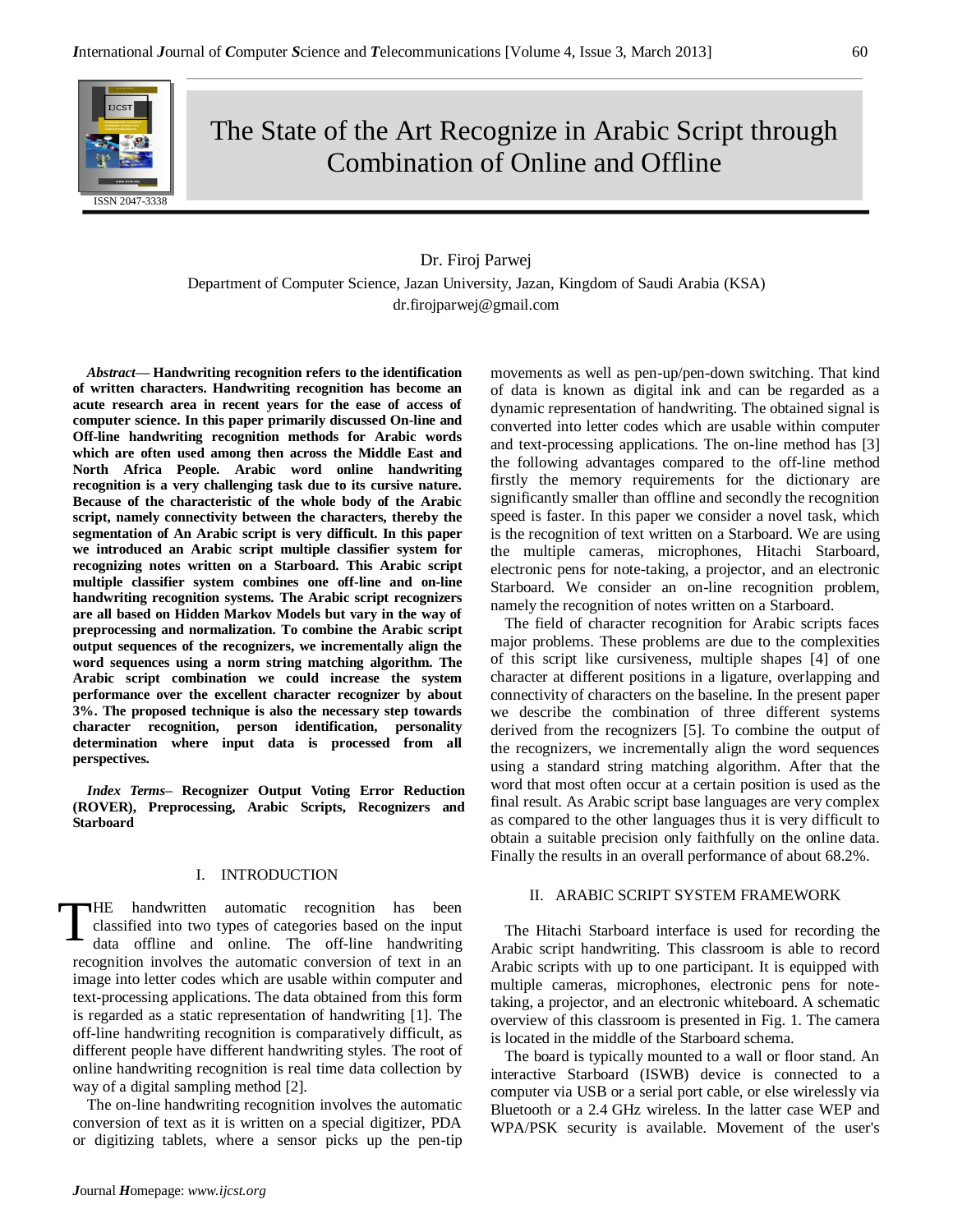# The State of the Art Recognize in Arabic Script through Combination of Online and Offline

Dr. Firoj Parwej

Department of Computer Science, Jazan University, Jazan, Kingdom of Saudi Arabia (KSA)

dr.firojparwej@gmail.com

***Abstract*— Handwriting recognition refers to the identification of written characters. Handwriting recognition has become an acute research area in recent years for the ease of access of computer science. In this paper primarily discussed On-line and Off-line handwriting recognition methods for Arabic words which are often used among then across the Middle East and North Africa People. Arabic word online handwriting recognition is a very challenging task due to its cursive nature. Because of the characteristic of the whole body of the Arabic script, namely connectivity between the characters, thereby the segmentation of An Arabic script is very difficult. In this paper we introduced an Arabic script multiple classifier system for recognizing notes written on a Starboard. This Arabic script multiple classifier system combines one off-line and on-line handwriting recognition systems. The Arabic script recognizers are all based on Hidden Markov Models but vary in the way of preprocessing and normalization. To combine the Arabic script output sequences of the recognizers, we incrementally align the word sequences using a norm string matching algorithm. The Arabic script combination we could increase the system performance over the excellent character recognizer by about 3%. The proposed technique is also the necessary step towards character recognition, person identification, personality determination where input data is processed from all perspectives.**

***Index Terms*– Recognizer Output Voting Error Reduction (ROVER), Preprocessing, Arabic Scripts, Recognizers and Starboard**

## I. INTRODUCTION

THE handwritten automatic recognition has been classified into two types of categories based on the input data offline and online. The off-line handwriting recognition involves the automatic conversion of text in an image into letter codes which are usable within computer and text-processing applications. The data obtained from this form is regarded as a static representation of handwriting [1]. The off-line handwriting recognition is comparatively difficult, as different people have different handwriting styles. The root of online handwriting recognition is real time data collection by way of a digital sampling method [2].

The on-line handwriting recognition involves the automatic conversion of text as it is written on a special digitizer, PDA or digitizing tablets, where a sensor picks up the pen-tip movements as well as pen-up/pen-down switching. That kind of data is known as digital ink and can be regarded as a dynamic representation of handwriting. The obtained signal is converted into letter codes which are usable within computer and text-processing applications. The on-line method has [3] the following advantages compared to the off-line method firstly the memory requirements for the dictionary are significantly smaller than offline and secondly the recognition speed is faster. In this paper we consider a novel task, which is the recognition of text written on a Starboard. We are using the multiple cameras, microphones, Hitachi Starboard, electronic pens for note-taking, a projector, and an electronic Starboard. We consider an on-line recognition problem, namely the recognition of notes written on a Starboard.

The field of character recognition for Arabic scripts faces major problems. These problems are due to the complexities of this script like cursiveness, multiple shapes [4] of one character at different positions in a ligature, overlapping and connectivity of characters on the baseline. In the present paper we describe the combination of three different systems derived from the recognizers [5]. To combine the output of the recognizers, we incrementally align the word sequences using a standard string matching algorithm. After that the word that most often occur at a certain position is used as the final result. As Arabic script base languages are very complex as compared to the other languages thus it is very difficult to obtain a suitable precision only faithfully on the online data. Finally the results in an overall performance of about 68.2%.

## II. ARABIC SCRIPT SYSTEM FRAMEWORK

The Hitachi Starboard interface is used for recording the Arabic script handwriting. This classroom is able to record Arabic scripts with up to one participant. It is equipped with multiple cameras, microphones, electronic pens for note-taking, a projector, and an electronic whiteboard. A schematic overview of this classroom is presented in Fig. 1. The camera is located in the middle of the Starboard schema.

The board is typically mounted to a wall or floor stand. An interactive Starboard (ISWB) device is connected to a computer via USB or a serial port cable, or else wirelessly via Bluetooth or a 2.4 GHz wireless. In the latter case WEP and WPA/PSK security is available. Movement of the user's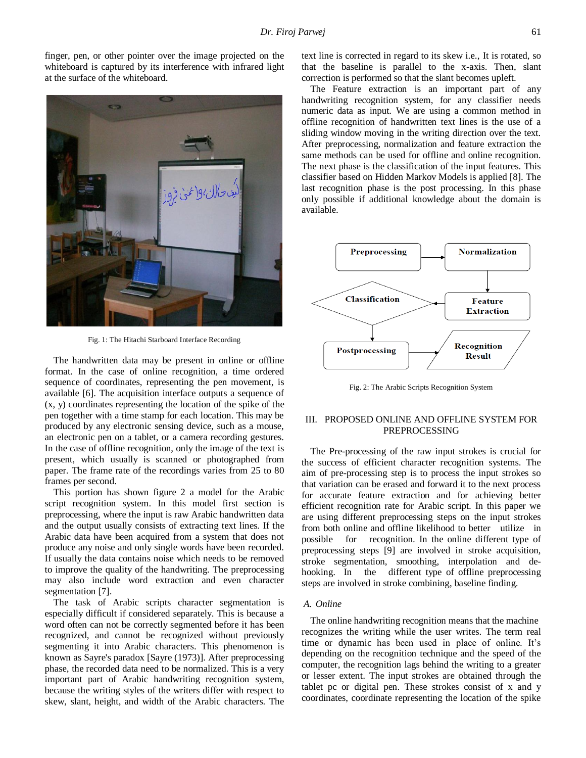finger, pen, or other pointer over the image projected on the whiteboard is captured by its interference with infrared light at the surface of the whiteboard.

Fig. 1: The Hitachi Starboard Interface Recording

The handwritten data may be present in online or offline format. In the case of online recognition, a time ordered sequence of coordinates, representing the pen movement, is available [6]. The acquisition interface outputs a sequence of (x, y) coordinates representing the location of the spike of the pen together with a time stamp for each location. This may be produced by any electronic sensing device, such as a mouse, an electronic pen on a tablet, or a camera recording gestures. In the case of offline recognition, only the image of the text is present, which usually is scanned or photographed from paper. The frame rate of the recordings varies from 25 to 80 frames per second.

This portion has shown figure 2 a model for the Arabic script recognition system. In this model first section is preprocessing, where the input is raw Arabic handwritten data and the output usually consists of extracting text lines. If the Arabic data have been acquired from a system that does not produce any noise and only single words have been recorded. If usually the data contains noise which needs to be removed to improve the quality of the handwriting. The preprocessing may also include word extraction and even character segmentation [7].

The task of Arabic scripts character segmentation is especially difficult if considered separately. This is because a word often can not be correctly segmented before it has been recognized, and cannot be recognized without previously segmenting it into Arabic characters. This phenomenon is known as Sayre's paradox [Sayre (1973)]. After preprocessing phase, the recorded data need to be normalized. This is a very important part of Arabic handwriting recognition system, because the writing styles of the writers differ with respect to skew, slant, height, and width of the Arabic characters. The text line is corrected in regard to its skew i.e., It is rotated, so that the baseline is parallel to the x-axis. Then, slant correction is performed so that the slant becomes upleft.

The Feature extraction is an important part of any handwriting recognition system, for any classifier needs numeric data as input. We are using a common method in offline recognition of handwritten text lines is the use of a sliding window moving in the writing direction over the text. After preprocessing, normalization and feature extraction the same methods can be used for offline and online recognition. The next phase is the classification of the input features. This classifier based on Hidden Markov Models is applied [8]. The last recognition phase is the post processing. In this phase only possible if additional knowledge about the domain is available.

Fig. 2: The Arabic Scripts Recognition System

## III. PROPOSED ONLINE AND OFFLINE SYSTEM FOR PREPROCESSING

The Pre-processing of the raw input strokes is crucial for the success of efficient character recognition systems. The aim of pre-processing step is to process the input strokes so that variation can be erased and forward it to the next process for accurate feature extraction and for achieving better efficient recognition rate for Arabic script. In this paper we are using different preprocessing steps on the input strokes from both online and offline likelihood to better utilize in possible for recognition. In the online different type of preprocessing steps [9] are involved in stroke acquisition, stroke segmentation, smoothing, interpolation and de-hooking. In the different type of offline preprocessing steps are involved in stroke combining, baseline finding.

### A. Online

The online handwriting recognition means that the machine recognizes the writing while the user writes. The term real time or dynamic has been used in place of online. It's depending on the recognition technique and the speed of the computer, the recognition lags behind the writing to a greater or lesser extent. The input strokes are obtained through the tablet pc or digital pen. These strokes consist of x and y coordinates, coordinate representing the location of the spike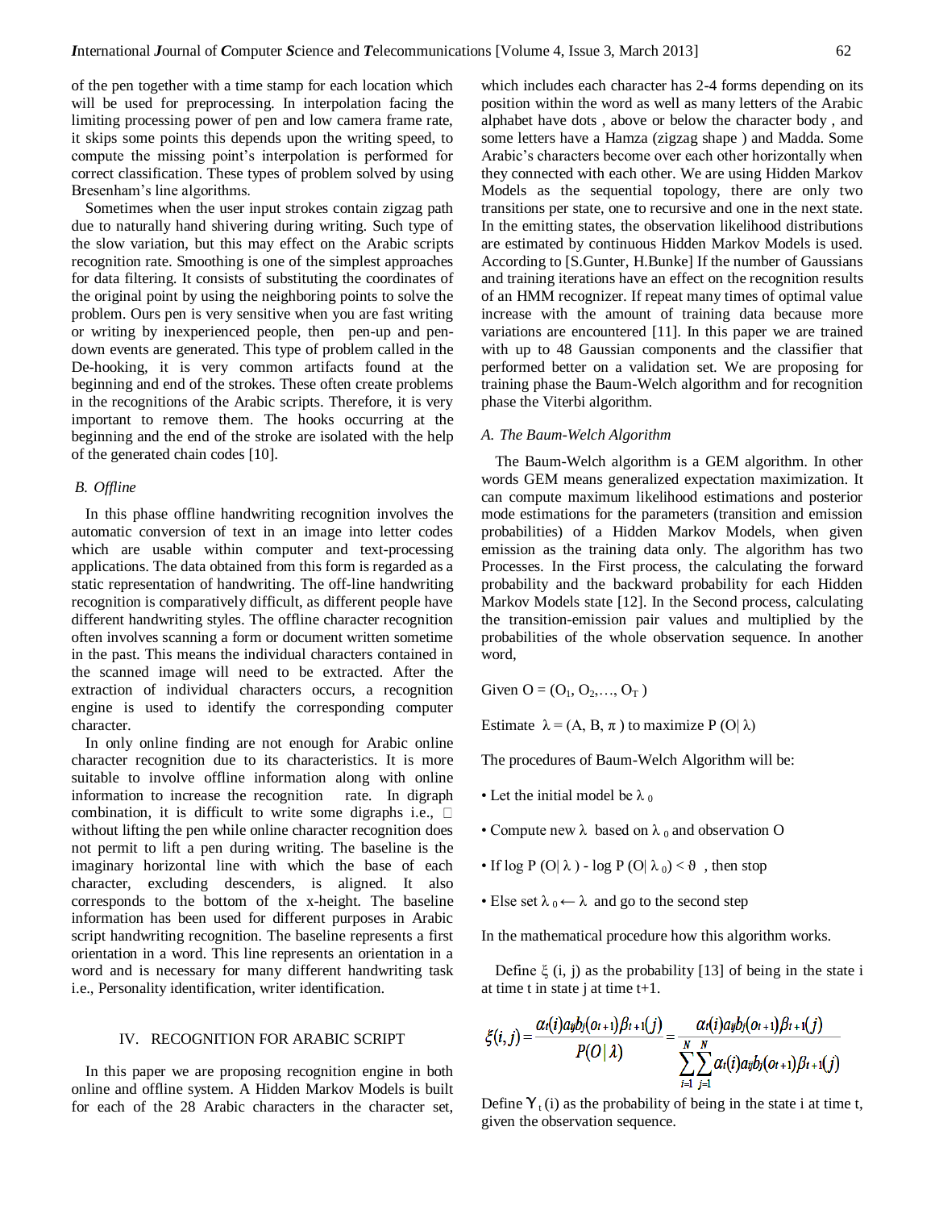of the pen together with a time stamp for each location which will be used for preprocessing. In interpolation facing the limiting processing power of pen and low camera frame rate, it skips some points this depends upon the writing speed, to compute the missing point's interpolation is performed for correct classification. These types of problem solved by using Bresenham's line algorithms.

Sometimes when the user input strokes contain zigzag path due to naturally hand shivering during writing. Such type of the slow variation, but this may effect on the Arabic scripts recognition rate. Smoothing is one of the simplest approaches for data filtering. It consists of substituting the coordinates of the original point by using the neighboring points to solve the problem. Ours pen is very sensitive when you are fast writing or writing by inexperienced people, then pen-up and pen-down events are generated. This type of problem called in the De-hooking, it is very common artifacts found at the beginning and end of the strokes. These often create problems in the recognitions of the Arabic scripts. Therefore, it is very important to remove them. The hooks occurring at the beginning and the end of the stroke are isolated with the help of the generated chain codes [10].

### B. Offline

In this phase offline handwriting recognition involves the automatic conversion of text in an image into letter codes which are usable within computer and text-processing applications. The data obtained from this form is regarded as a static representation of handwriting. The off-line handwriting recognition is comparatively difficult, as different people have different handwriting styles. The offline character recognition often involves scanning a form or document written sometime in the past. This means the individual characters contained in the scanned image will need to be extracted. After the extraction of individual characters occurs, a recognition engine is used to identify the corresponding computer character.

In only online finding are not enough for Arabic online character recognition due to its characteristics. It is more suitable to involve offline information along with online information to increase the recognition rate. In digraph combination, it is difficult to write some digraphs i.e., □ without lifting the pen while online character recognition does not permit to lift a pen during writing. The baseline is the imaginary horizontal line with which the base of each character, excluding descenders, is aligned. It also corresponds to the bottom of the x-height. The baseline information has been used for different purposes in Arabic script handwriting recognition. The baseline represents a first orientation in a word. This line represents an orientation in a word and is necessary for many different handwriting task i.e., Personality identification, writer identification.

## IV. RECOGNITION FOR ARABIC SCRIPT

In this paper we are proposing recognition engine in both online and offline system. A Hidden Markov Models is built for each of the 28 Arabic characters in the character set, which includes each character has 2-4 forms depending on its position within the word as well as many letters of the Arabic alphabet have dots , above or below the character body , and some letters have a Hamza (zigzag shape ) and Madda. Some Arabic's characters become over each other horizontally when they connected with each other. We are using Hidden Markov Models as the sequential topology, there are only two transitions per state, one to recursive and one in the next state. In the emitting states, the observation likelihood distributions are estimated by continuous Hidden Markov Models is used. According to [S.Gunter, H.Bunke] If the number of Gaussians and training iterations have an effect on the recognition results of an HMM recognizer. If repeat many times of optimal value increase with the amount of training data because more variations are encountered [11]. In this paper we are trained with up to 48 Gaussian components and the classifier that performed better on a validation set. We are proposing for training phase the Baum-Welch algorithm and for recognition phase the Viterbi algorithm.

### A. The Baum-Welch Algorithm

The Baum-Welch algorithm is a GEM algorithm. In other words GEM means generalized expectation maximization. It can compute maximum likelihood estimations and posterior mode estimations for the parameters (transition and emission probabilities) of a Hidden Markov Models, when given emission as the training data only. The algorithm has two Processes. In the First process, the calculating the forward probability and the backward probability for each Hidden Markov Models state [12]. In the Second process, calculating the transition-emission pair values and multiplied by the probabilities of the whole observation sequence. In another word,

Given $O = (O_1, O_2, \ldots, O_T)$

Estimate $\lambda = (A, B, \pi)$ to maximize $P(O|\lambda)$

The procedures of Baum-Welch Algorithm will be:

- Let the initial model be $\lambda_0$
- Compute new $\lambda$ based on $\lambda_0$ and observation O
- If $\log P(O|\lambda) - \log P(O|\lambda_0) < \vartheta$ , then stop
- Else set $\lambda_0 \leftarrow \lambda$ and go to the second step

In the mathematical procedure how this algorithm works.

Define $\xi(i, j)$ as the probability [13] of being in the state i at time t in state j at time t+1.

$$\xi(i,j) = \frac{\alpha_t(i) a_{ij} b_j(o_{t+1}) \beta_{t+1}(j)}{P(O|\lambda)} = \frac{\alpha_t(i) a_{ij} b_j(o_{t+1}) \beta_{t+1}(j)}{\sum_{i=1}^{N} \sum_{j=1}^{N} \alpha_t(i) a_{ij} b_j(o_{t+1}) \beta_{t+1}(j)}$$

Define $\gamma_t(i)$ as the probability of being in the state i at time t, given the observation sequence.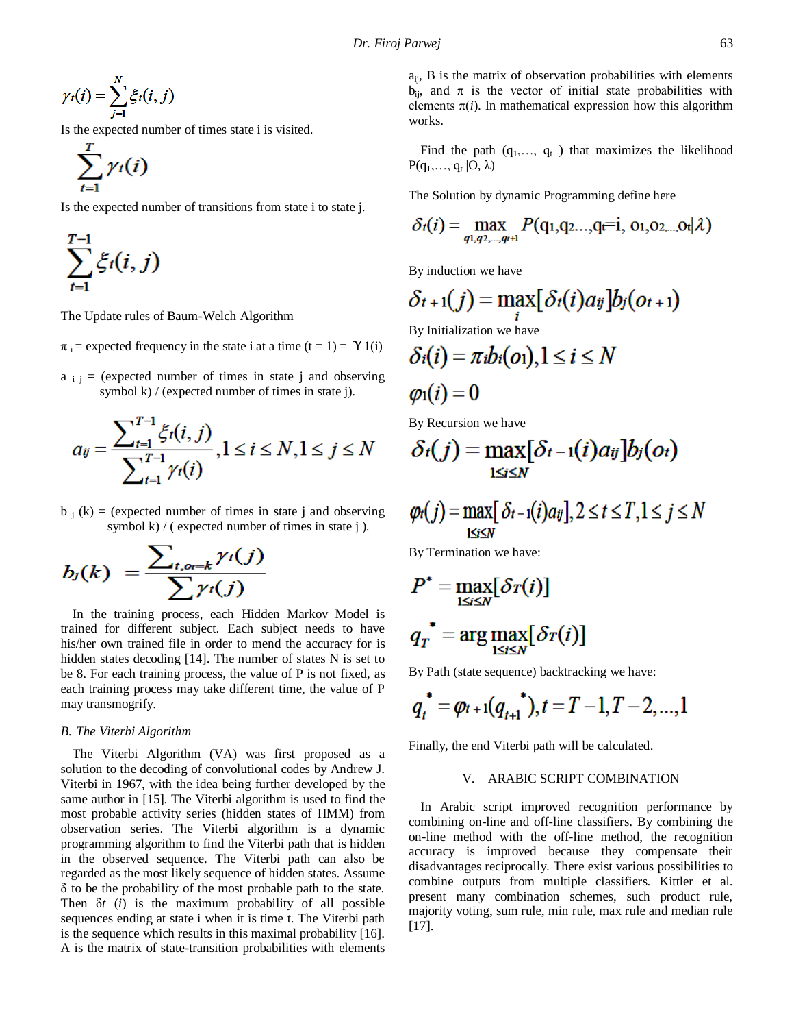$$\gamma_t(i) = \sum_{j=1}^{N} \xi_t(i,j)$$

Is the expected number of times state i is visited.

$$\sum_{t=1}^{T} \gamma_t(i)$$

Is the expected number of transitions from state i to state j.

$$\sum_{t=1}^{T-1} \xi_t(i,j)$$

The Update rules of Baum-Welch Algorithm

$\pi_i$ = expected frequency in the state i at a time (t = 1) = $\Upsilon 1(i)$

$a_{ij}$ = (expected number of times in state j and observing symbol k) / (expected number of times in state j).

$$a_{ij} = \frac{\sum_{t=1}^{T-1} \xi_t(i,j)}{\sum_{t=1}^{T-1} \gamma_t(i)}, 1 \le i \le N, 1 \le j \le N$$

$b_j(k)$ = (expected number of times in state j and observing symbol k) / ( expected number of times in state j ).

$$b_j(k) = \frac{\sum_{t, o_t = k} \gamma_t(j)}{\sum \gamma_t(j)}$$

In the training process, each Hidden Markov Model is trained for different subject. Each subject needs to have his/her own trained file in order to mend the accuracy for is hidden states decoding [14]. The number of states N is set to be 8. For each training process, the value of P is not fixed, as each training process may take different time, the value of P may transmogrify.

### B. The Viterbi Algorithm

The Viterbi Algorithm (VA) was first proposed as a solution to the decoding of convolutional codes by Andrew J. Viterbi in 1967, with the idea being further developed by the same author in [15]. The Viterbi algorithm is used to find the most probable activity series (hidden states of HMM) from observation series. The Viterbi algorithm is a dynamic programming algorithm to find the Viterbi path that is hidden in the observed sequence. The Viterbi path can also be regarded as the most likely sequence of hidden states. Assume $\delta$ to be the probability of the most probable path to the state. Then $\delta t$ $(i)$ is the maximum probability of all possible sequences ending at state i when it is time t. The Viterbi path is the sequence which results in this maximal probability [16]. A is the matrix of state-transition probabilities with elements $a_{ij}$, B is the matrix of observation probabilities with elements $b_{ij}$, and $\pi$ is the vector of initial state probabilities with elements $\pi(i)$. In mathematical expression how this algorithm works.

Find the path $(q_1, \ldots, q_t)$ that maximizes the likelihood $P(q_1, \ldots, q_t | O, \lambda)$

The Solution by dynamic Programming define here

$$\delta_t(i) = \max_{q_1, q_2, \ldots, q_{t+1}} P(q_1, q_2 \ldots, q_t = i, o_1, o_2, \ldots, o_t | \lambda)$$

By induction we have

$$\delta_{t+1}(j) = \max_i [\delta_t(i) a_{ij}] b_j(o_{t+1})$$

By Initialization we have

$$\delta_i(i) = \pi_i b_i(o_1), 1 \le i \le N$$

$$\varphi_1(i) = 0$$

By Recursion we have

$$\delta_t(j) = \max_{1 \le i \le N} [\delta_{t-1}(i) a_{ij}] b_j(o_t)$$

$$\varphi_t(j) = \max_{1 \le i \le N} [\delta_{t-1}(i) a_{ij}], 2 \le t \le T, 1 \le j \le N$$

By Termination we have:

$$P^* = \max_{1 \le i \le N} [\delta_T(i)]$$

$$q_T^* = \arg\max_{1 \le i \le N} [\delta_T(i)]$$

By Path (state sequence) backtracking we have:

$$q_t^* = \varphi_{t+1}(q_{t+1}^*), t = T-1, T-2, \ldots, 1$$

Finally, the end Viterbi path will be calculated.

## V. ARABIC SCRIPT COMBINATION

In Arabic script improved recognition performance by combining on-line and off-line classifiers. By combining the on-line method with the off-line method, the recognition accuracy is improved because they compensate their disadvantages reciprocally. There exist various possibilities to combine outputs from multiple classifiers. Kittler et al. present many combination schemes, such product rule, majority voting, sum rule, min rule, max rule and median rule [17].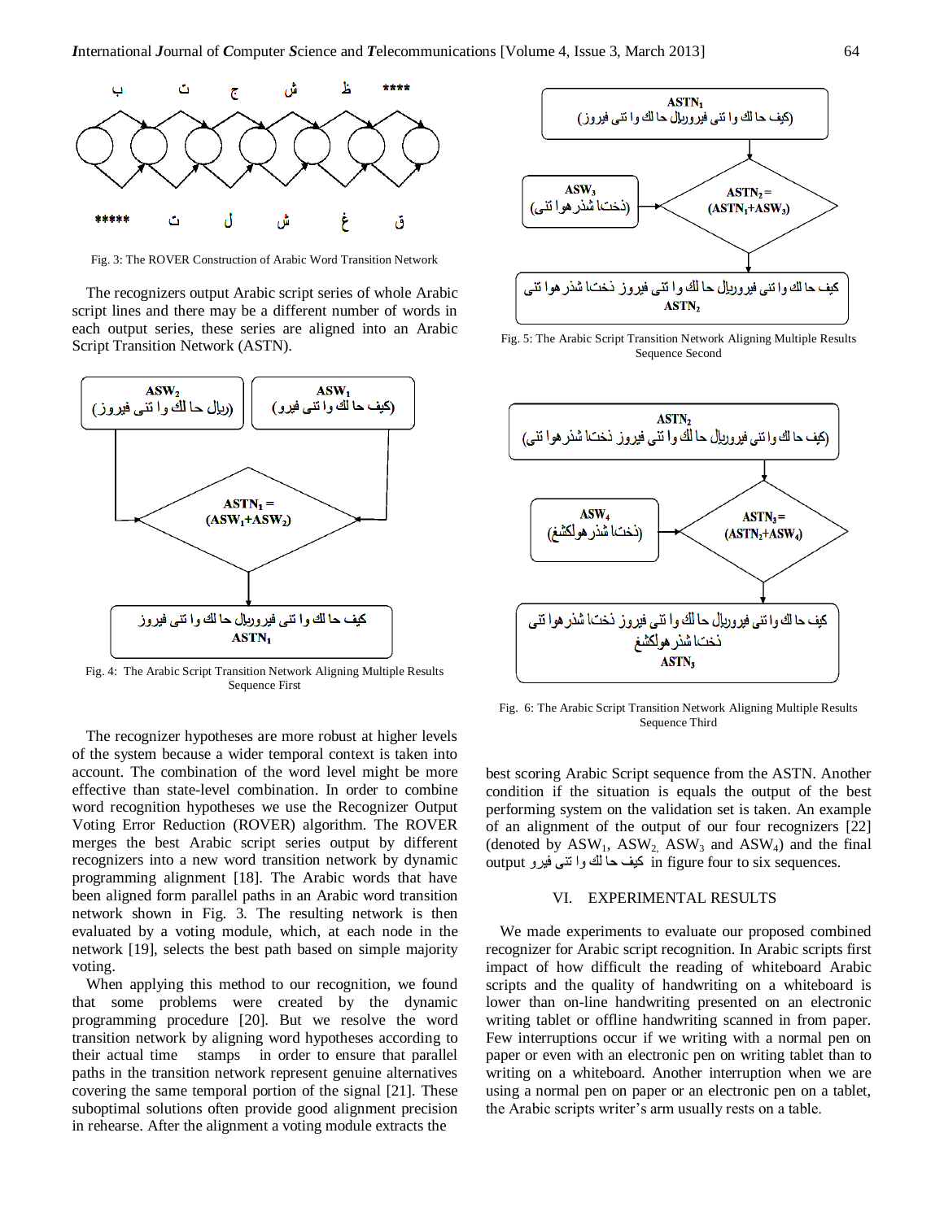Fig. 3: The ROVER Construction of Arabic Word Transition Network

The recognizers output Arabic script series of whole Arabic script lines and there may be a different number of words in each output series, these series are aligned into an Arabic Script Transition Network (ASTN).

Fig. 4: The Arabic Script Transition Network Aligning Multiple Results Sequence First

The recognizer hypotheses are more robust at higher levels of the system because a wider temporal context is taken into account. The combination of the word level might be more effective than state-level combination. In order to combine word recognition hypotheses we use the Recognizer Output Voting Error Reduction (ROVER) algorithm. The ROVER merges the best Arabic script series output by different recognizers into a new word transition network by dynamic programming alignment [18]. The Arabic words that have been aligned form parallel paths in an Arabic word transition network shown in Fig. 3. The resulting network is then evaluated by a voting module, which, at each node in the network [19], selects the best path based on simple majority voting.

When applying this method to our recognition, we found that some problems were created by the dynamic programming procedure [20]. But we resolve the word transition network by aligning word hypotheses according to their actual time stamps in order to ensure that parallel paths in the transition network represent genuine alternatives covering the same temporal portion of the signal [21]. These suboptimal solutions often provide good alignment precision in rehearse. After the alignment a voting module extracts the best scoring Arabic Script sequence from the ASTN. Another condition if the situation is equals the output of the best performing system on the validation set is taken. An example of an alignment of the output of our four recognizers [22] (denoted by $ASW_1$, $ASW_2$, $ASW_3$ and $ASW_4$) and the final output كيف حا لك وا تنى فيرو in figure four to six sequences.

Fig. 5: The Arabic Script Transition Network Aligning Multiple Results Sequence Second

Fig. 6: The Arabic Script Transition Network Aligning Multiple Results Sequence Third

## VI. EXPERIMENTAL RESULTS

We made experiments to evaluate our proposed combined recognizer for Arabic script recognition. In Arabic scripts first impact of how difficult the reading of whiteboard Arabic scripts and the quality of handwriting on a whiteboard is lower than on-line handwriting presented on an electronic writing tablet or offline handwriting scanned in from paper. Few interruptions occur if we writing with a normal pen on paper or even with an electronic pen on writing tablet than to writing on a whiteboard. Another interruption when we are using a normal pen on paper or an electronic pen on a tablet, the Arabic scripts writer's arm usually rests on a table.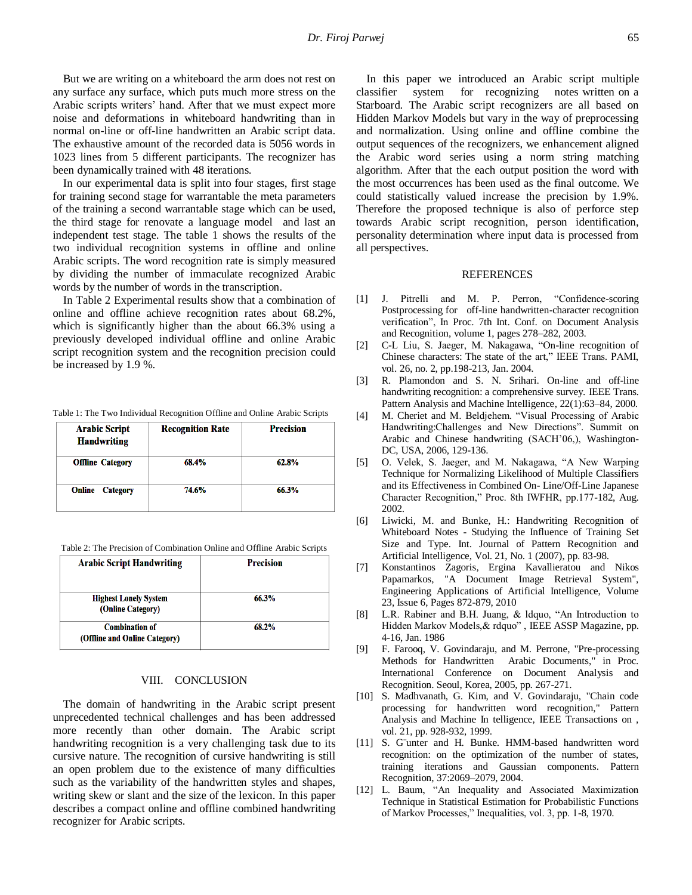But we are writing on a whiteboard the arm does not rest on any surface any surface, which puts much more stress on the Arabic scripts writers' hand. After that we must expect more noise and deformations in whiteboard handwriting than in normal on-line or off-line handwritten an Arabic script data. The exhaustive amount of the recorded data is 5056 words in 1023 lines from 5 different participants. The recognizer has been dynamically trained with 48 iterations.

In our experimental data is split into four stages, first stage for training second stage for warrantable the meta parameters of the training a second warrantable stage which can be used, the third stage for renovate a language model and last an independent test stage. The table 1 shows the results of the two individual recognition systems in offline and online Arabic scripts. The word recognition rate is simply measured by dividing the number of immaculate recognized Arabic words by the number of words in the transcription.

In Table 2 Experimental results show that a combination of online and offline achieve recognition rates about 68.2%, which is significantly higher than the about 66.3% using a previously developed individual offline and online Arabic script recognition system and the recognition precision could be increased by 1.9 %.

Table 1: The Two Individual Recognition Offline and Online Arabic Scripts

| **Arabic Script Handwriting** | **Recognition Rate** | **Precision** |
|---|---|---|
| **Offline Category** | **68.4%** | **62.8%** |
| **Online Category** | **74.6%** | **66.3%** |

Table 2: The Precision of Combination Online and Offline Arabic Scripts

| **Arabic Script Handwriting** | **Precision** |
|---|---|
| **Highest Lonely System (Online Category)** | **66.3%** |
| **Combination of (Offline and Online Category)** | **68.2%** |

## VIII. CONCLUSION

The domain of handwriting in the Arabic script present unprecedented technical challenges and has been addressed more recently than other domain. The Arabic script handwriting recognition is a very challenging task due to its cursive nature. The recognition of cursive handwriting is still an open problem due to the existence of many difficulties such as the variability of the handwritten styles and shapes, writing skew or slant and the size of the lexicon. In this paper describes a compact online and offline combined handwriting recognizer for Arabic scripts.

In this paper we introduced an Arabic script multiple classifier system for recognizing notes written on a Starboard. The Arabic script recognizers are all based on Hidden Markov Models but vary in the way of preprocessing and normalization. Using online and offline combine the output sequences of the recognizers, we enhancement aligned the Arabic word series using a norm string matching algorithm. After that the each output position the word with the most occurrences has been used as the final outcome. We could statistically valued increase the precision by 1.9%. Therefore the proposed technique is also of perforce step towards Arabic script recognition, person identification, personality determination where input data is processed from all perspectives.

## REFERENCES

[1] J. Pitrelli and M. P. Perron, "Confidence-scoring Postprocessing for off-line handwritten-character recognition verification", In Proc. 7th Int. Conf. on Document Analysis and Recognition, volume 1, pages 278–282, 2003.

[2] C-L Liu, S. Jaeger, M. Nakagawa, "On-line recognition of Chinese characters: The state of the art," IEEE Trans. PAMI, vol. 26, no. 2, pp.198-213, Jan. 2004.

[3] R. Plamondon and S. N. Srihari. On-line and off-line handwriting recognition: a comprehensive survey. IEEE Trans. Pattern Analysis and Machine Intelligence, 22(1):63–84, 2000.

[4] M. Cheriet and M. Beldjehem. "Visual Processing of Arabic Handwriting:Challenges and New Directions". Summit on Arabic and Chinese handwriting (SACH'06,), Washington-DC, USA, 2006, 129-136.

[5] O. Velek, S. Jaeger, and M. Nakagawa, "A New Warping Technique for Normalizing Likelihood of Multiple Classifiers and its Effectiveness in Combined On- Line/Off-Line Japanese Character Recognition," Proc. 8th IWFHR, pp.177-182, Aug. 2002.

[6] Liwicki, M. and Bunke, H.: Handwriting Recognition of Whiteboard Notes - Studying the Influence of Training Set Size and Type. Int. Journal of Pattern Recognition and Artificial Intelligence, Vol. 21, No. 1 (2007), pp. 83-98.

[7] Konstantinos Zagoris, Ergina Kavallieratou and Nikos Papamarkos, "A Document Image Retrieval System", Engineering Applications of Artificial Intelligence, Volume 23, Issue 6, Pages 872-879, 2010

[8] L.R. Rabiner and B.H. Juang, & ldquo, "An Introduction to Hidden Markov Models,& rdquo" , IEEE ASSP Magazine, pp. 4-16, Jan. 1986

[9] F. Farooq, V. Govindaraju, and M. Perrone, "Pre-processing Methods for Handwritten Arabic Documents," in Proc. International Conference on Document Analysis and Recognition. Seoul, Korea, 2005, pp. 267-271.

[10] S. Madhvanath, G. Kim, and V. Govindaraju, "Chain code processing for handwritten word recognition," Pattern Analysis and Machine In telligence, IEEE Transactions on , vol. 21, pp. 928-932, 1999.

[11] S. G¨unter and H. Bunke. HMM-based handwritten word recognition: on the optimization of the number of states, training iterations and Gaussian components. Pattern Recognition, 37:2069–2079, 2004.

[12] L. Baum, "An Inequality and Associated Maximization Technique in Statistical Estimation for Probabilistic Functions of Markov Processes," Inequalities, vol. 3, pp. 1-8, 1970.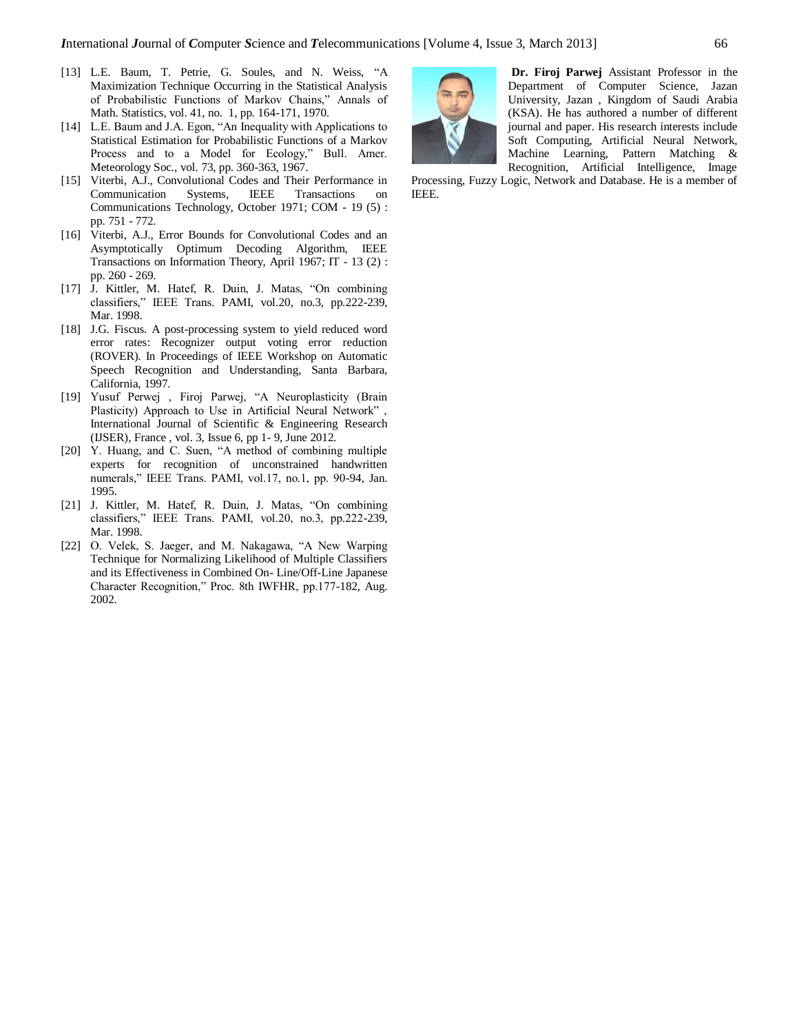[13] L.E. Baum, T. Petrie, G. Soules, and N. Weiss, "A Maximization Technique Occurring in the Statistical Analysis of Probabilistic Functions of Markov Chains," Annals of Math. Statistics, vol. 41, no. 1, pp. 164-171, 1970.

[14] L.E. Baum and J.A. Egon, "An Inequality with Applications to Statistical Estimation for Probabilistic Functions of a Markov Process and to a Model for Ecology," Bull. Amer. Meteorology Soc., vol. 73, pp. 360-363, 1967.

[15] Viterbi, A.J., Convolutional Codes and Their Performance in Communication Systems, IEEE Transactions on Communications Technology, October 1971; COM - 19 (5) : pp. 751 - 772.

[16] Viterbi, A.J., Error Bounds for Convolutional Codes and an Asymptotically Optimum Decoding Algorithm, IEEE Transactions on Information Theory, April 1967; IT - 13 (2) : pp. 260 - 269.

[17] J. Kittler, M. Hatef, R. Duin, J. Matas, "On combining classifiers," IEEE Trans. PAMI, vol.20, no.3, pp.222-239, Mar. 1998.

[18] J.G. Fiscus. A post-processing system to yield reduced word error rates: Recognizer output voting error reduction (ROVER). In Proceedings of IEEE Workshop on Automatic Speech Recognition and Understanding, Santa Barbara, California, 1997.

[19] Yusuf Perwej , Firoj Parwej, "A Neuroplasticity (Brain Plasticity) Approach to Use in Artificial Neural Network" , International Journal of Scientific & Engineering Research (IJSER), France , vol. 3, Issue 6, pp 1- 9, June 2012.

[20] Y. Huang, and C. Suen, "A method of combining multiple experts for recognition of unconstrained handwritten numerals," IEEE Trans. PAMI, vol.17, no.1, pp. 90-94, Jan. 1995.

[21] J. Kittler, M. Hatef, R. Duin, J. Matas, "On combining classifiers," IEEE Trans. PAMI, vol.20, no.3, pp.222-239, Mar. 1998.

[22] O. Velek, S. Jaeger, and M. Nakagawa, "A New Warping Technique for Normalizing Likelihood of Multiple Classifiers and its Effectiveness in Combined On- Line/Off-Line Japanese Character Recognition," Proc. 8th IWFHR, pp.177-182, Aug. 2002.

**Dr. Firoj Parwej** Assistant Professor in the Department of Computer Science, Jazan University, Jazan , Kingdom of Saudi Arabia (KSA). He has authored a number of different journal and paper. His research interests include Soft Computing, Artificial Neural Network, Machine Learning, Pattern Matching & Recognition, Artificial Intelligence, Image Processing, Fuzzy Logic, Network and Database. He is a member of IEEE.